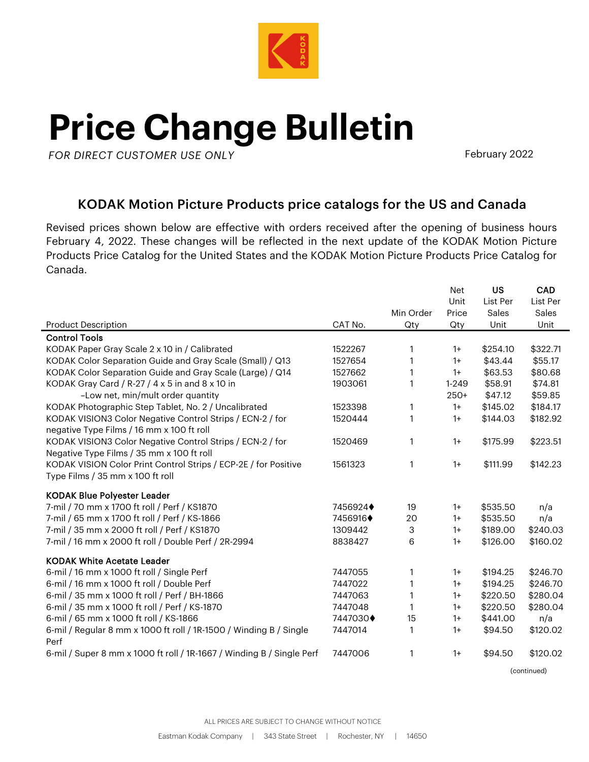# Price Change Bulletin

*FOR DIRECT CUSTOMER USE ONLY*

February 2022

## KODAK Motion Picture Products price catalogs for the US and Canada

Revised prices shown below are effective with orders received after the opening of business hours February 4, 2022. These changes will be reflected in the next update of the KODAK Motion Picture Products Price Catalog for the United States and the KODAK Motion Picture Products Price Catalog for Canada.

| Product Description | CAT No. | Min Order Qty | Net Unit Price Qty | **US** List Per Sales Unit | **CAD** List Per Sales Unit |
|---|---|---|---|---|---|
| **Control Tools** | | | | | |
| KODAK Paper Gray Scale 2 x 10 in / Calibrated | 1522267 | 1 | 1+ | $254.10 | $322.71 |
| KODAK Color Separation Guide and Gray Scale (Small) / Q13 | 1527654 | 1 | 1+ | $43.44 | $55.17 |
| KODAK Color Separation Guide and Gray Scale (Large) / Q14 | 1527662 | 1 | 1+ | $63.53 | $80.68 |
| KODAK Gray Card / R-27 / 4 x 5 in and 8 x 10 in | 1903061 | 1 | 1-249 | $58.91 | $74.81 |
| –Low net, min/mult order quantity | | | 250+ | $47.12 | $59.85 |
| KODAK Photographic Step Tablet, No. 2 / Uncalibrated | 1523398 | 1 | 1+ | $145.02 | $184.17 |
| KODAK VISION3 Color Negative Control Strips / ECN-2 / for negative Type Films / 16 mm x 100 ft roll | 1520444 | 1 | 1+ | $144.03 | $182.92 |
| KODAK VISION3 Color Negative Control Strips / ECN-2 / for Negative Type Films / 35 mm x 100 ft roll | 1520469 | 1 | 1+ | $175.99 | $223.51 |
| KODAK VISION Color Print Control Strips / ECP-2E / for Positive Type Films / 35 mm x 100 ft roll | 1561323 | 1 | 1+ | $111.99 | $142.23 |
| **KODAK Blue Polyester Leader** | | | | | |
| 7-mil / 70 mm x 1700 ft roll / Perf / KS1870 | 7456924♦ | 19 | 1+ | $535.50 | n/a |
| 7-mil / 65 mm x 1700 ft roll / Perf / KS-1866 | 7456916♦ | 20 | 1+ | $535.50 | n/a |
| 7-mil / 35 mm x 2000 ft roll / Perf / KS1870 | 1309442 | 3 | 1+ | $189.00 | $240.03 |
| 7-mil / 16 mm x 2000 ft roll / Double Perf / 2R-2994 | 8838427 | 6 | 1+ | $126.00 | $160.02 |
| **KODAK White Acetate Leader** | | | | | |
| 6-mil / 16 mm x 1000 ft roll / Single Perf | 7447055 | 1 | 1+ | $194.25 | $246.70 |
| 6-mil / 16 mm x 1000 ft roll / Double Perf | 7447022 | 1 | 1+ | $194.25 | $246.70 |
| 6-mil / 35 mm x 1000 ft roll / Perf / BH-1866 | 7447063 | 1 | 1+ | $220.50 | $280.04 |
| 6-mil / 35 mm x 1000 ft roll / Perf / KS-1870 | 7447048 | 1 | 1+ | $220.50 | $280.04 |
| 6-mil / 65 mm x 1000 ft roll / KS-1866 | 7447030♦ | 15 | 1+ | $441.00 | n/a |
| 6-mil / Regular 8 mm x 1000 ft roll / 1R-1500 / Winding B / Single Perf | 7447014 | 1 | 1+ | $94.50 | $120.02 |
| 6-mil / Super 8 mm x 1000 ft roll / 1R-1667 / Winding B / Single Perf | 7447006 | 1 | 1+ | $94.50 | $120.02 |

(continued)

ALL PRICES ARE SUBJECT TO CHANGE WITHOUT NOTICE

Eastman Kodak Company | 343 State Street | Rochester, NY | 14650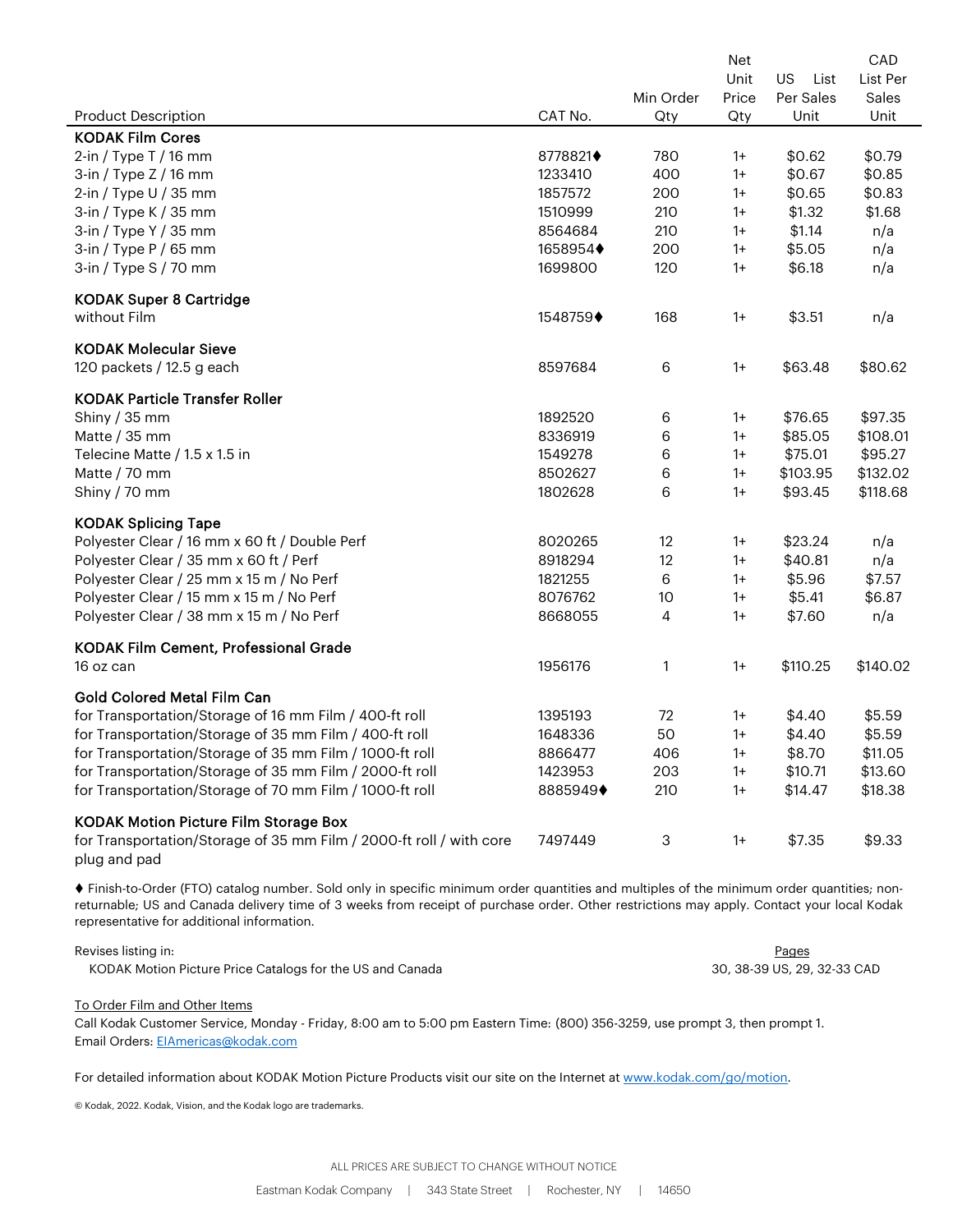| Product Description | CAT No. | Min Order Qty | Net Unit Price Qty | US List Per Sales Unit | CAD List Per Sales Unit |
|---|---|---|---|---|---|
| **KODAK Film Cores** | | | | | |
| 2-in / Type T / 16 mm | 8778821♦ | 780 | 1+ | $0.62 | $0.79 |
| 3-in / Type Z / 16 mm | 1233410 | 400 | 1+ | $0.67 | $0.85 |
| 2-in / Type U / 35 mm | 1857572 | 200 | 1+ | $0.65 | $0.83 |
| 3-in / Type K / 35 mm | 1510999 | 210 | 1+ | $1.32 | $1.68 |
| 3-in / Type Y / 35 mm | 8564684 | 210 | 1+ | $1.14 | n/a |
| 3-in / Type P / 65 mm | 1658954♦ | 200 | 1+ | $5.05 | n/a |
| 3-in / Type S / 70 mm | 1699800 | 120 | 1+ | $6.18 | n/a |
| **KODAK Super 8 Cartridge** | | | | | |
| without Film | 1548759♦ | 168 | 1+ | $3.51 | n/a |
| **KODAK Molecular Sieve** | | | | | |
| 120 packets / 12.5 g each | 8597684 | 6 | 1+ | $63.48 | $80.62 |
| **KODAK Particle Transfer Roller** | | | | | |
| Shiny / 35 mm | 1892520 | 6 | 1+ | $76.65 | $97.35 |
| Matte / 35 mm | 8336919 | 6 | 1+ | $85.05 | $108.01 |
| Telecine Matte / 1.5 x 1.5 in | 1549278 | 6 | 1+ | $75.01 | $95.27 |
| Matte / 70 mm | 8502627 | 6 | 1+ | $103.95 | $132.02 |
| Shiny / 70 mm | 1802628 | 6 | 1+ | $93.45 | $118.68 |
| **KODAK Splicing Tape** | | | | | |
| Polyester Clear / 16 mm x 60 ft / Double Perf | 8020265 | 12 | 1+ | $23.24 | n/a |
| Polyester Clear / 35 mm x 60 ft / Perf | 8918294 | 12 | 1+ | $40.81 | n/a |
| Polyester Clear / 25 mm x 15 m / No Perf | 1821255 | 6 | 1+ | $5.96 | $7.57 |
| Polyester Clear / 15 mm x 15 m / No Perf | 8076762 | 10 | 1+ | $5.41 | $6.87 |
| Polyester Clear / 38 mm x 15 m / No Perf | 8668055 | 4 | 1+ | $7.60 | n/a |
| **KODAK Film Cement, Professional Grade** | | | | | |
| 16 oz can | 1956176 | 1 | 1+ | $110.25 | $140.02 |
| **Gold Colored Metal Film Can** | | | | | |
| for Transportation/Storage of 16 mm Film / 400-ft roll | 1395193 | 72 | 1+ | $4.40 | $5.59 |
| for Transportation/Storage of 35 mm Film / 400-ft roll | 1648336 | 50 | 1+ | $4.40 | $5.59 |
| for Transportation/Storage of 35 mm Film / 1000-ft roll | 8866477 | 406 | 1+ | $8.70 | $11.05 |
| for Transportation/Storage of 35 mm Film / 2000-ft roll | 1423953 | 203 | 1+ | $10.71 | $13.60 |
| for Transportation/Storage of 70 mm Film / 1000-ft roll | 8885949♦ | 210 | 1+ | $14.47 | $18.38 |
| **KODAK Motion Picture Film Storage Box** | | | | | |
| for Transportation/Storage of 35 mm Film / 2000-ft roll / with core plug and pad | 7497449 | 3 | 1+ | $7.35 | $9.33 |

♦ Finish-to-Order (FTO) catalog number. Sold only in specific minimum order quantities and multiples of the minimum order quantities; non-returnable; US and Canada delivery time of 3 weeks from receipt of purchase order. Other restrictions may apply. Contact your local Kodak representative for additional information.

| Revises listing in: | Pages |
|---|---|
| KODAK Motion Picture Price Catalogs for the US and Canada | 30, 38-39 US, 29, 32-33 CAD |

To Order Film and Other Items

Call Kodak Customer Service, Monday - Friday, 8:00 am to 5:00 pm Eastern Time: (800) 356-3259, use prompt 3, then prompt 1.
Email Orders: EIAmericas@kodak.com

For detailed information about KODAK Motion Picture Products visit our site on the Internet at www.kodak.com/go/motion.

© Kodak, 2022. Kodak, Vision, and the Kodak logo are trademarks.

ALL PRICES ARE SUBJECT TO CHANGE WITHOUT NOTICE

Eastman Kodak Company | 343 State Street | Rochester, NY | 14650